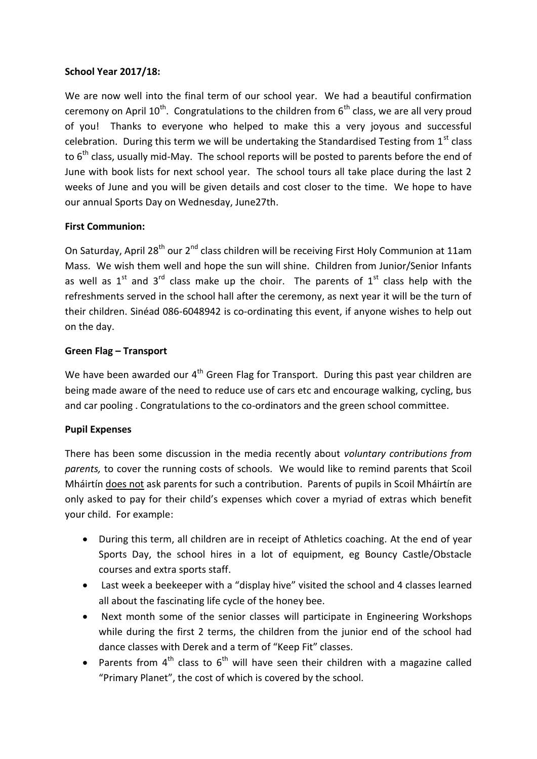**School Year 2017/18:**

We are now well into the final term of our school year. We had a beautiful confirmation ceremony on April 10$^{th}$. Congratulations to the children from 6$^{th}$ class, we are all very proud of you! Thanks to everyone who helped to make this a very joyous and successful celebration. During this term we will be undertaking the Standardised Testing from 1$^{st}$ class to 6$^{th}$ class, usually mid-May. The school reports will be posted to parents before the end of June with book lists for next school year. The school tours all take place during the last 2 weeks of June and you will be given details and cost closer to the time. We hope to have our annual Sports Day on Wednesday, June27th.

**First Communion:**

On Saturday, April 28$^{th}$ our 2$^{nd}$ class children will be receiving First Holy Communion at 11am Mass. We wish them well and hope the sun will shine. Children from Junior/Senior Infants as well as 1$^{st}$ and 3$^{rd}$ class make up the choir. The parents of 1$^{st}$ class help with the refreshments served in the school hall after the ceremony, as next year it will be the turn of their children. Sinéad 086-6048942 is co-ordinating this event, if anyone wishes to help out on the day.

**Green Flag – Transport**

We have been awarded our 4$^{th}$ Green Flag for Transport. During this past year children are being made aware of the need to reduce use of cars etc and encourage walking, cycling, bus and car pooling . Congratulations to the co-ordinators and the green school committee.

**Pupil Expenses**

There has been some discussion in the media recently about *voluntary contributions from parents,* to cover the running costs of schools. We would like to remind parents that Scoil Mháirtín <u>does not</u> ask parents for such a contribution. Parents of pupils in Scoil Mháirtín are only asked to pay for their child's expenses which cover a myriad of extras which benefit your child. For example:

- During this term, all children are in receipt of Athletics coaching. At the end of year Sports Day, the school hires in a lot of equipment, eg Bouncy Castle/Obstacle courses and extra sports staff.
- Last week a beekeeper with a "display hive" visited the school and 4 classes learned all about the fascinating life cycle of the honey bee.
- Next month some of the senior classes will participate in Engineering Workshops while during the first 2 terms, the children from the junior end of the school had dance classes with Derek and a term of "Keep Fit" classes.
- Parents from 4$^{th}$ class to 6$^{th}$ will have seen their children with a magazine called "Primary Planet", the cost of which is covered by the school.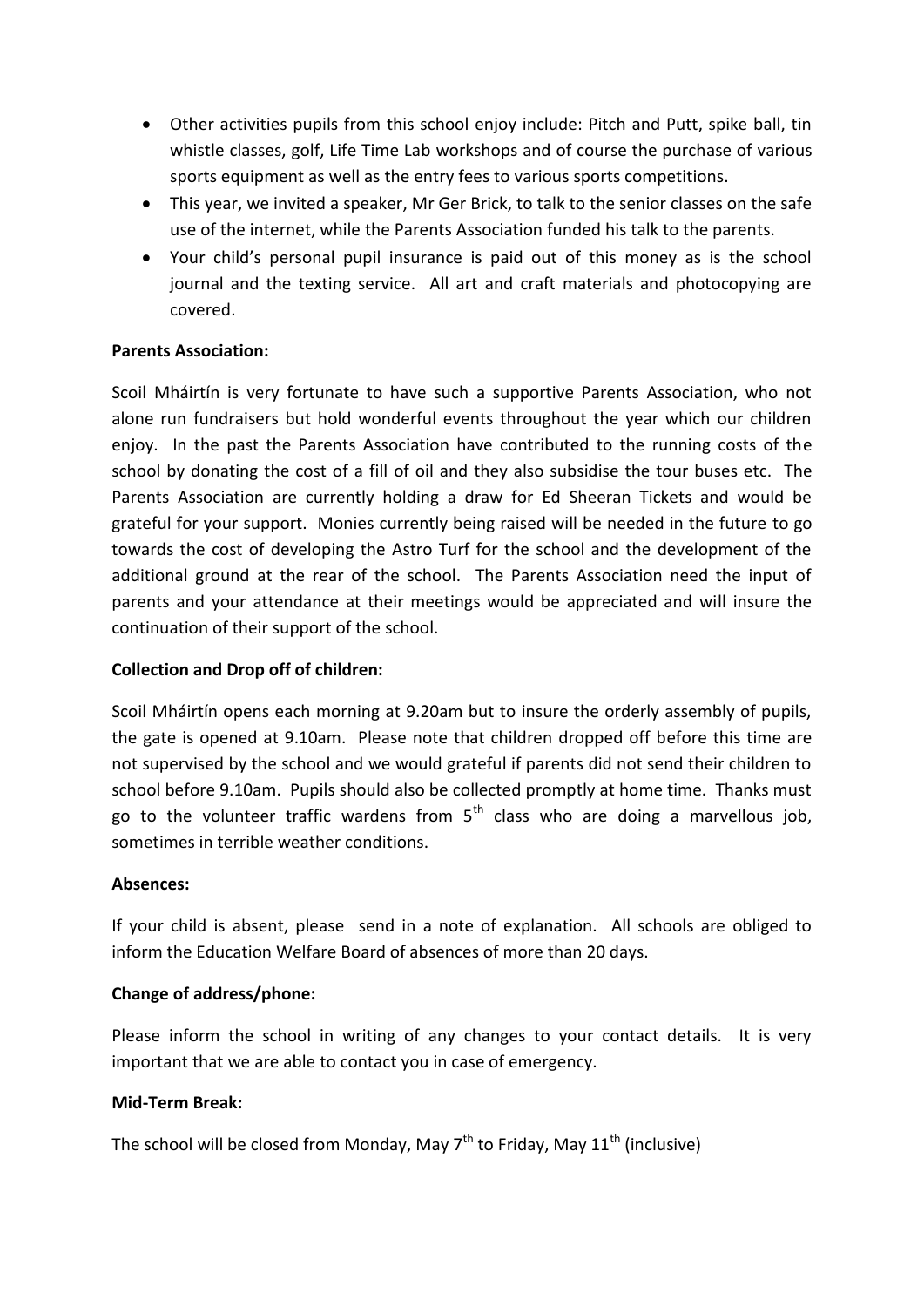- Other activities pupils from this school enjoy include: Pitch and Putt, spike ball, tin whistle classes, golf, Life Time Lab workshops and of course the purchase of various sports equipment as well as the entry fees to various sports competitions.
- This year, we invited a speaker, Mr Ger Brick, to talk to the senior classes on the safe use of the internet, while the Parents Association funded his talk to the parents.
- Your child's personal pupil insurance is paid out of this money as is the school journal and the texting service. All art and craft materials and photocopying are covered.

**Parents Association:**

Scoil Mháirtín is very fortunate to have such a supportive Parents Association, who not alone run fundraisers but hold wonderful events throughout the year which our children enjoy. In the past the Parents Association have contributed to the running costs of the school by donating the cost of a fill of oil and they also subsidise the tour buses etc. The Parents Association are currently holding a draw for Ed Sheeran Tickets and would be grateful for your support. Monies currently being raised will be needed in the future to go towards the cost of developing the Astro Turf for the school and the development of the additional ground at the rear of the school. The Parents Association need the input of parents and your attendance at their meetings would be appreciated and will insure the continuation of their support of the school.

**Collection and Drop off of children:**

Scoil Mháirtín opens each morning at 9.20am but to insure the orderly assembly of pupils, the gate is opened at 9.10am. Please note that children dropped off before this time are not supervised by the school and we would grateful if parents did not send their children to school before 9.10am. Pupils should also be collected promptly at home time. Thanks must go to the volunteer traffic wardens from 5th class who are doing a marvellous job, sometimes in terrible weather conditions.

**Absences:**

If your child is absent, please send in a note of explanation. All schools are obliged to inform the Education Welfare Board of absences of more than 20 days.

**Change of address/phone:**

Please inform the school in writing of any changes to your contact details. It is very important that we are able to contact you in case of emergency.

**Mid-Term Break:**

The school will be closed from Monday, May 7th to Friday, May 11th (inclusive)